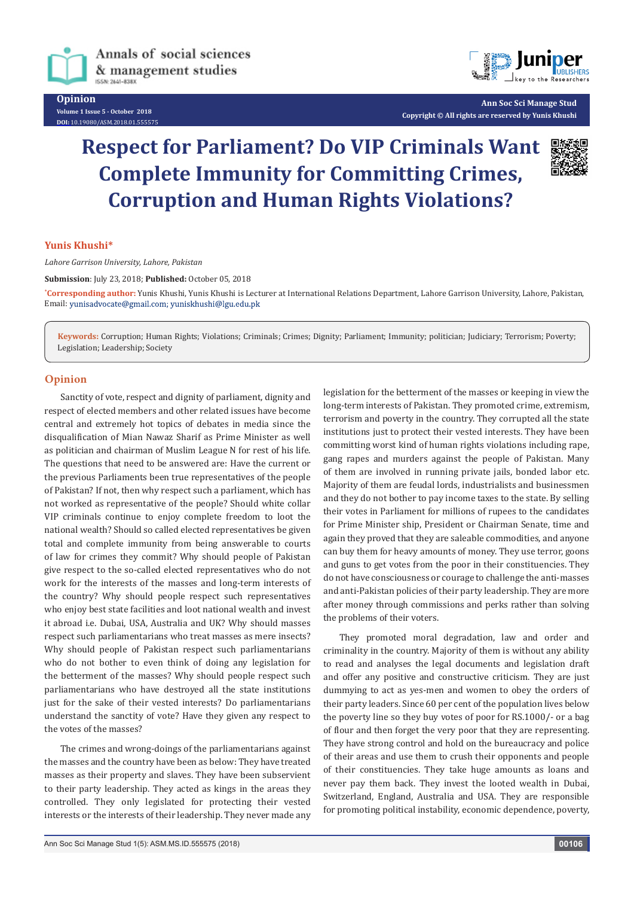Opinion
Volume 1 Issue 5 - October 2018
DOI: 10.19080/ASM.2018.01.555575

Ann Soc Sci Manage Stud
Copyright © All rights are reserved by Yunis Khushi

# Respect for Parliament? Do VIP Criminals Want Complete Immunity for Committing Crimes, Corruption and Human Rights Violations?

**Yunis Khushi***

*Lahore Garrison University, Lahore, Pakistan*

**Submission**: July 23, 2018; **Published:** October 05, 2018

***Corresponding author:** Yunis Khushi, Yunis Khushi is Lecturer at International Relations Department, Lahore Garrison University, Lahore, Pakistan, Email: yunisadvocate@gmail.com; yuniskhushi@lgu.edu.pk

**Keywords:** Corruption; Human Rights; Violations; Criminals; Crimes; Dignity; Parliament; Immunity; politician; Judiciary; Terrorism; Poverty; Legislation; Leadership; Society

## Opinion

Sanctity of vote, respect and dignity of parliament, dignity and respect of elected members and other related issues have become central and extremely hot topics of debates in media since the disqualification of Mian Nawaz Sharif as Prime Minister as well as politician and chairman of Muslim League N for rest of his life. The questions that need to be answered are: Have the current or the previous Parliaments been true representatives of the people of Pakistan? If not, then why respect such a parliament, which has not worked as representative of the people? Should white collar VIP criminals continue to enjoy complete freedom to loot the national wealth? Should so called elected representatives be given total and complete immunity from being answerable to courts of law for crimes they commit? Why should people of Pakistan give respect to the so-called elected representatives who do not work for the interests of the masses and long-term interests of the country? Why should people respect such representatives who enjoy best state facilities and loot national wealth and invest it abroad i.e. Dubai, USA, Australia and UK? Why should masses respect such parliamentarians who treat masses as mere insects? Why should people of Pakistan respect such parliamentarians who do not bother to even think of doing any legislation for the betterment of the masses? Why should people respect such parliamentarians who have destroyed all the state institutions just for the sake of their vested interests? Do parliamentarians understand the sanctity of vote? Have they given any respect to the votes of the masses?

The crimes and wrong-doings of the parliamentarians against the masses and the country have been as below: They have treated masses as their property and slaves. They have been subservient to their party leadership. They acted as kings in the areas they controlled. They only legislated for protecting their vested interests or the interests of their leadership. They never made any legislation for the betterment of the masses or keeping in view the long-term interests of Pakistan. They promoted crime, extremism, terrorism and poverty in the country. They corrupted all the state institutions just to protect their vested interests. They have been committing worst kind of human rights violations including rape, gang rapes and murders against the people of Pakistan. Many of them are involved in running private jails, bonded labor etc. Majority of them are feudal lords, industrialists and businessmen and they do not bother to pay income taxes to the state. By selling their votes in Parliament for millions of rupees to the candidates for Prime Minister ship, President or Chairman Senate, time and again they proved that they are saleable commodities, and anyone can buy them for heavy amounts of money. They use terror, goons and guns to get votes from the poor in their constituencies. They do not have consciousness or courage to challenge the anti-masses and anti-Pakistan policies of their party leadership. They are more after money through commissions and perks rather than solving the problems of their voters.

They promoted moral degradation, law and order and criminality in the country. Majority of them is without any ability to read and analyses the legal documents and legislation draft and offer any positive and constructive criticism. They are just dummying to act as yes-men and women to obey the orders of their party leaders. Since 60 per cent of the population lives below the poverty line so they buy votes of poor for RS.1000/- or a bag of flour and then forget the very poor that they are representing. They have strong control and hold on the bureaucracy and police of their areas and use them to crush their opponents and people of their constituencies. They take huge amounts as loans and never pay them back. They invest the looted wealth in Dubai, Switzerland, England, Australia and USA. They are responsible for promoting political instability, economic dependence, poverty,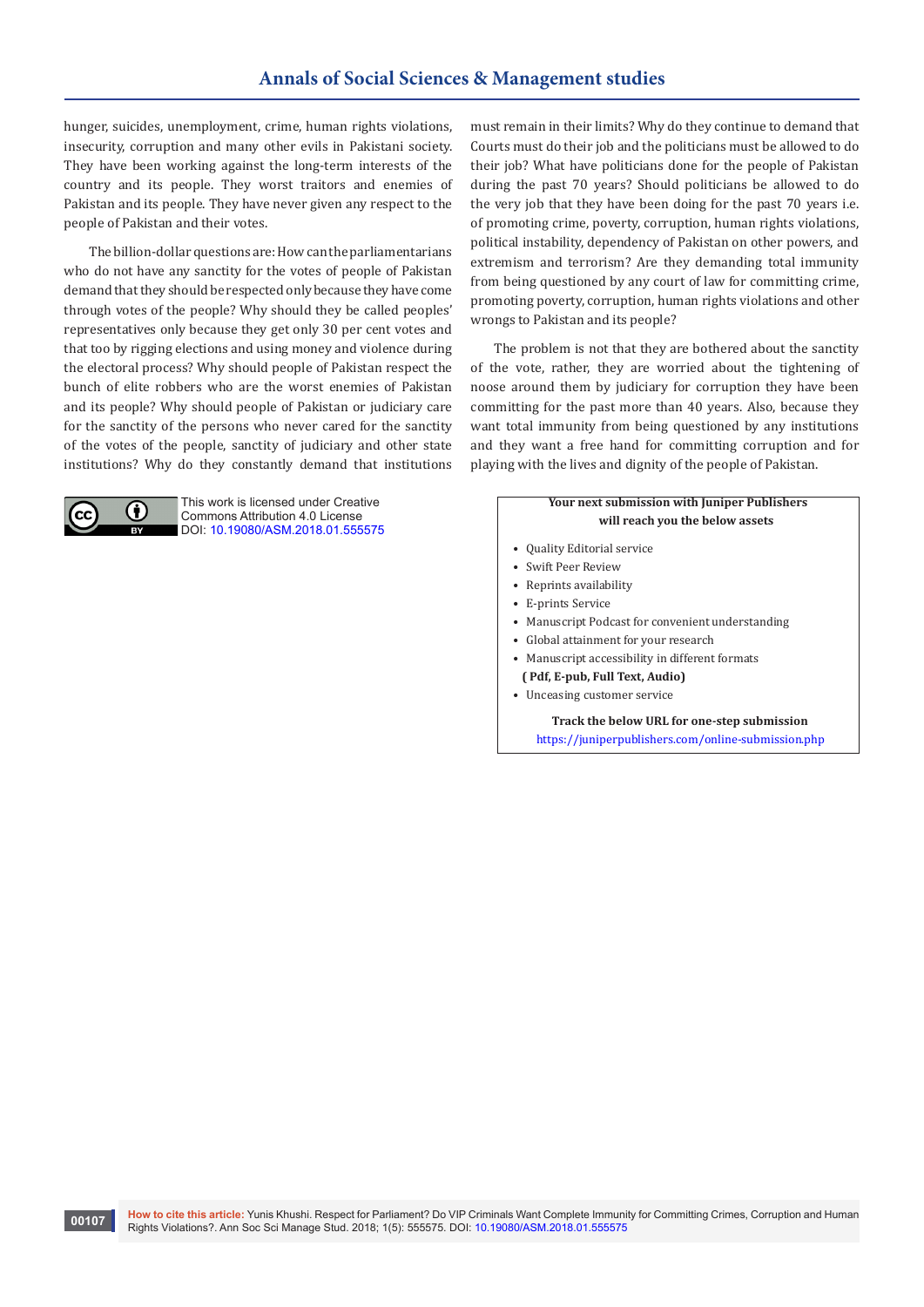hunger, suicides, unemployment, crime, human rights violations, insecurity, corruption and many other evils in Pakistani society. They have been working against the long-term interests of the country and its people. They worst traitors and enemies of Pakistan and its people. They have never given any respect to the people of Pakistan and their votes.

The billion-dollar questions are: How can the parliamentarians who do not have any sanctity for the votes of people of Pakistan demand that they should be respected only because they have come through votes of the people? Why should they be called peoples' representatives only because they get only 30 per cent votes and that too by rigging elections and using money and violence during the electoral process? Why should people of Pakistan respect the bunch of elite robbers who are the worst enemies of Pakistan and its people? Why should people of Pakistan or judiciary care for the sanctity of the persons who never cared for the sanctity of the votes of the people, sanctity of judiciary and other state institutions? Why do they constantly demand that institutions must remain in their limits? Why do they continue to demand that Courts must do their job and the politicians must be allowed to do their job? What have politicians done for the people of Pakistan during the past 70 years? Should politicians be allowed to do the very job that they have been doing for the past 70 years i.e. of promoting crime, poverty, corruption, human rights violations, political instability, dependency of Pakistan on other powers, and extremism and terrorism? Are they demanding total immunity from being questioned by any court of law for committing crime, promoting poverty, corruption, human rights violations and other wrongs to Pakistan and its people?

The problem is not that they are bothered about the sanctity of the vote, rather, they are worried about the tightening of noose around them by judiciary for corruption they have been committing for the past more than 40 years. Also, because they want total immunity from being questioned by any institutions and they want a free hand for committing corruption and for playing with the lives and dignity of the people of Pakistan.

This work is licensed under Creative Commons Attribution 4.0 License
DOI: 10.19080/ASM.2018.01.555575

**Your next submission with Juniper Publishers will reach you the below assets**

- Quality Editorial service
- Swift Peer Review
- Reprints availability
- E-prints Service
- Manuscript Podcast for convenient understanding
- Global attainment for your research
- Manuscript accessibility in different formats **( Pdf, E-pub, Full Text, Audio)**
- Unceasing customer service

**Track the below URL for one-step submission**
https://juniperpublishers.com/online-submission.php